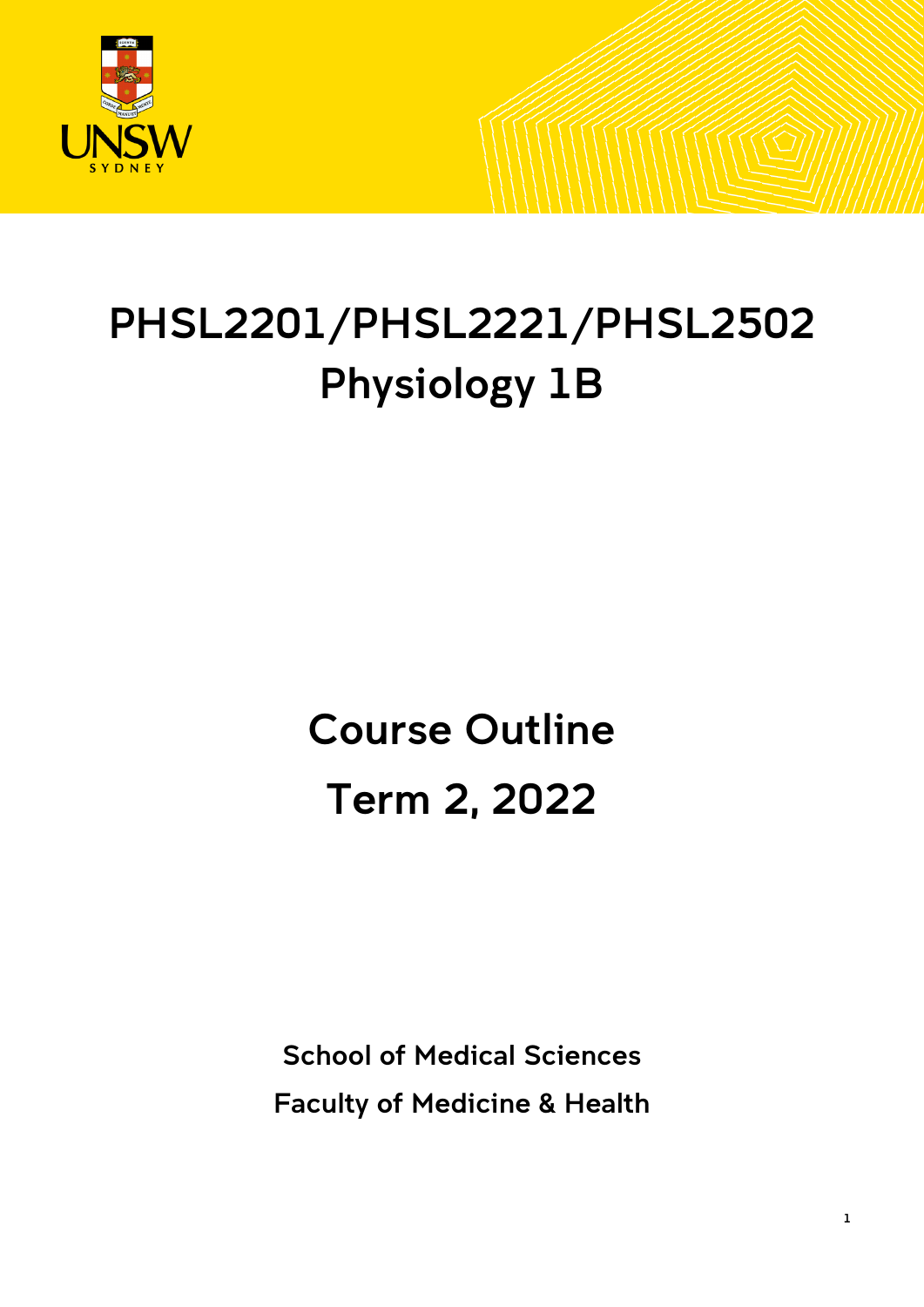# PHSL2201/PHSL2221/PHSL2502
# Physiology 1B

## Course Outline
## Term 2, 2022

**School of Medical Sciences**

**Faculty of Medicine & Health**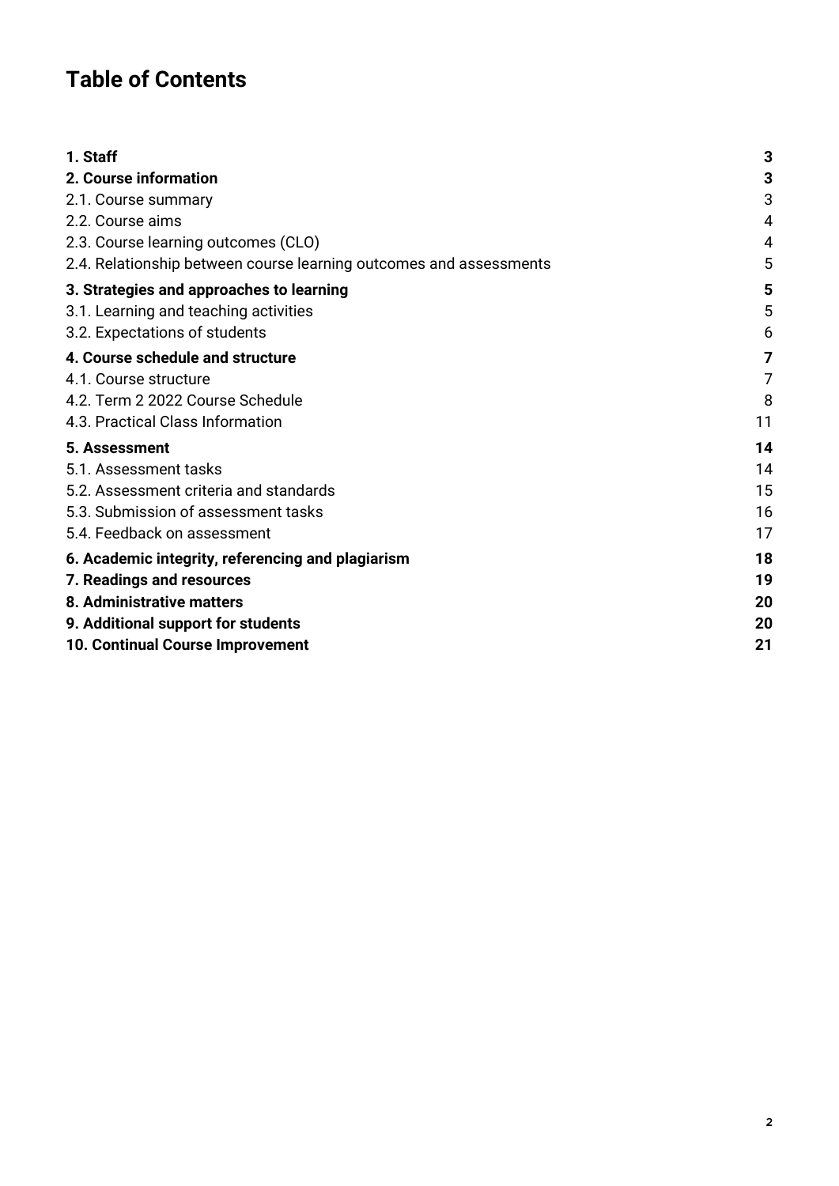# Table of Contents

| | |
|---|---|
| **1. Staff** | **3** |
| **2. Course information** | **3** |
| 2.1. Course summary | 3 |
| 2.2. Course aims | 4 |
| 2.3. Course learning outcomes (CLO) | 4 |
| 2.4. Relationship between course learning outcomes and assessments | 5 |
| **3. Strategies and approaches to learning** | **5** |
| 3.1. Learning and teaching activities | 5 |
| 3.2. Expectations of students | 6 |
| **4. Course schedule and structure** | **7** |
| 4.1. Course structure | 7 |
| 4.2. Term 2 2022 Course Schedule | 8 |
| 4.3. Practical Class Information | 11 |
| **5. Assessment** | **14** |
| 5.1. Assessment tasks | 14 |
| 5.2. Assessment criteria and standards | 15 |
| 5.3. Submission of assessment tasks | 16 |
| 5.4. Feedback on assessment | 17 |
| **6. Academic integrity, referencing and plagiarism** | **18** |
| **7. Readings and resources** | **19** |
| **8. Administrative matters** | **20** |
| **9. Additional support for students** | **20** |
| **10. Continual Course Improvement** | **21** |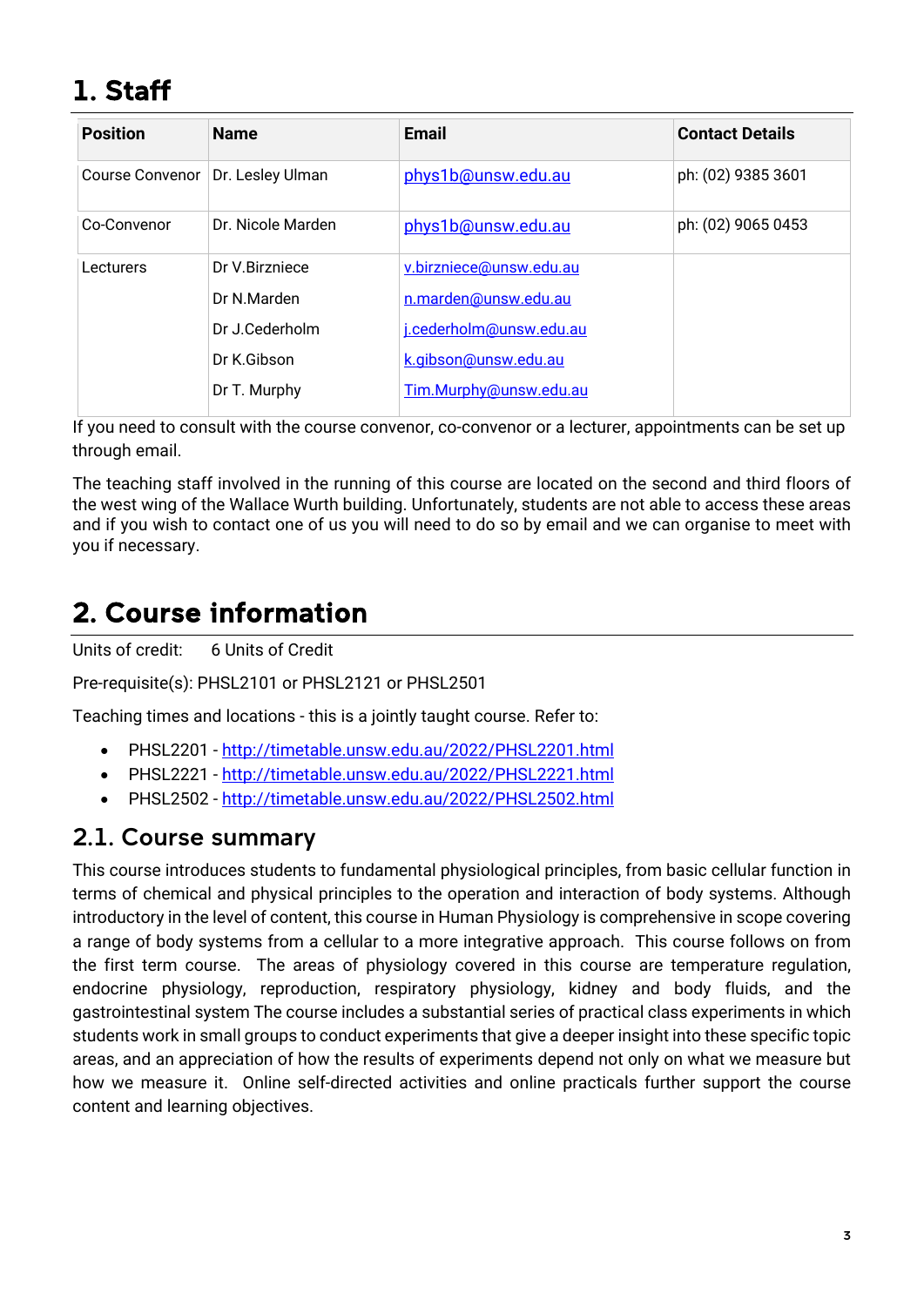# 1. Staff

| Position | Name | Email | Contact Details |
|---|---|---|---|
| Course Convenor | Dr. Lesley Ulman | phys1b@unsw.edu.au | ph: (02) 9385 3601 |
| Co-Convenor | Dr. Nicole Marden | phys1b@unsw.edu.au | ph: (02) 9065 0453 |
| Lecturers | Dr V.Birzniece<br>Dr N.Marden<br>Dr J.Cederholm<br>Dr K.Gibson<br>Dr T. Murphy | v.birzniece@unsw.edu.au<br>n.marden@unsw.edu.au<br>j.cederholm@unsw.edu.au<br>k.gibson@unsw.edu.au<br>Tim.Murphy@unsw.edu.au | |

If you need to consult with the course convenor, co-convenor or a lecturer, appointments can be set up through email.

The teaching staff involved in the running of this course are located on the second and third floors of the west wing of the Wallace Wurth building. Unfortunately, students are not able to access these areas and if you wish to contact one of us you will need to do so by email and we can organise to meet with you if necessary.

# 2. Course information

Units of credit: 6 Units of Credit

Pre-requisite(s): PHSL2101 or PHSL2121 or PHSL2501

Teaching times and locations - this is a jointly taught course. Refer to:

- PHSL2201 - http://timetable.unsw.edu.au/2022/PHSL2201.html
- PHSL2221 - http://timetable.unsw.edu.au/2022/PHSL2221.html
- PHSL2502 - http://timetable.unsw.edu.au/2022/PHSL2502.html

## 2.1. Course summary

This course introduces students to fundamental physiological principles, from basic cellular function in terms of chemical and physical principles to the operation and interaction of body systems. Although introductory in the level of content, this course in Human Physiology is comprehensive in scope covering a range of body systems from a cellular to a more integrative approach. This course follows on from the first term course. The areas of physiology covered in this course are temperature regulation, endocrine physiology, reproduction, respiratory physiology, kidney and body fluids, and the gastrointestinal system The course includes a substantial series of practical class experiments in which students work in small groups to conduct experiments that give a deeper insight into these specific topic areas, and an appreciation of how the results of experiments depend not only on what we measure but how we measure it. Online self-directed activities and online practicals further support the course content and learning objectives.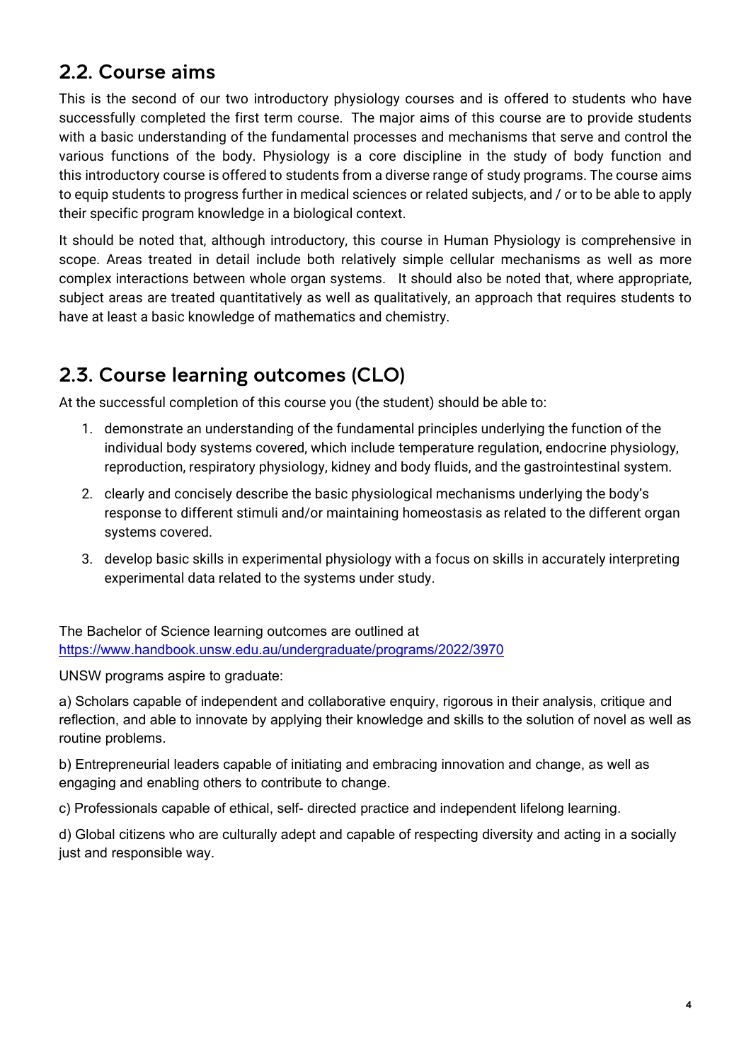## 2.2. Course aims

This is the second of our two introductory physiology courses and is offered to students who have successfully completed the first term course. The major aims of this course are to provide students with a basic understanding of the fundamental processes and mechanisms that serve and control the various functions of the body. Physiology is a core discipline in the study of body function and this introductory course is offered to students from a diverse range of study programs. The course aims to equip students to progress further in medical sciences or related subjects, and / or to be able to apply their specific program knowledge in a biological context.

It should be noted that, although introductory, this course in Human Physiology is comprehensive in scope. Areas treated in detail include both relatively simple cellular mechanisms as well as more complex interactions between whole organ systems. It should also be noted that, where appropriate, subject areas are treated quantitatively as well as qualitatively, an approach that requires students to have at least a basic knowledge of mathematics and chemistry.

## 2.3. Course learning outcomes (CLO)

At the successful completion of this course you (the student) should be able to:

1. demonstrate an understanding of the fundamental principles underlying the function of the individual body systems covered, which include temperature regulation, endocrine physiology, reproduction, respiratory physiology, kidney and body fluids, and the gastrointestinal system.
2. clearly and concisely describe the basic physiological mechanisms underlying the body's response to different stimuli and/or maintaining homeostasis as related to the different organ systems covered.
3. develop basic skills in experimental physiology with a focus on skills in accurately interpreting experimental data related to the systems under study.

The Bachelor of Science learning outcomes are outlined at
https://www.handbook.unsw.edu.au/undergraduate/programs/2022/3970

UNSW programs aspire to graduate:

a) Scholars capable of independent and collaborative enquiry, rigorous in their analysis, critique and reflection, and able to innovate by applying their knowledge and skills to the solution of novel as well as routine problems.

b) Entrepreneurial leaders capable of initiating and embracing innovation and change, as well as engaging and enabling others to contribute to change.

c) Professionals capable of ethical, self- directed practice and independent lifelong learning.

d) Global citizens who are culturally adept and capable of respecting diversity and acting in a socially just and responsible way.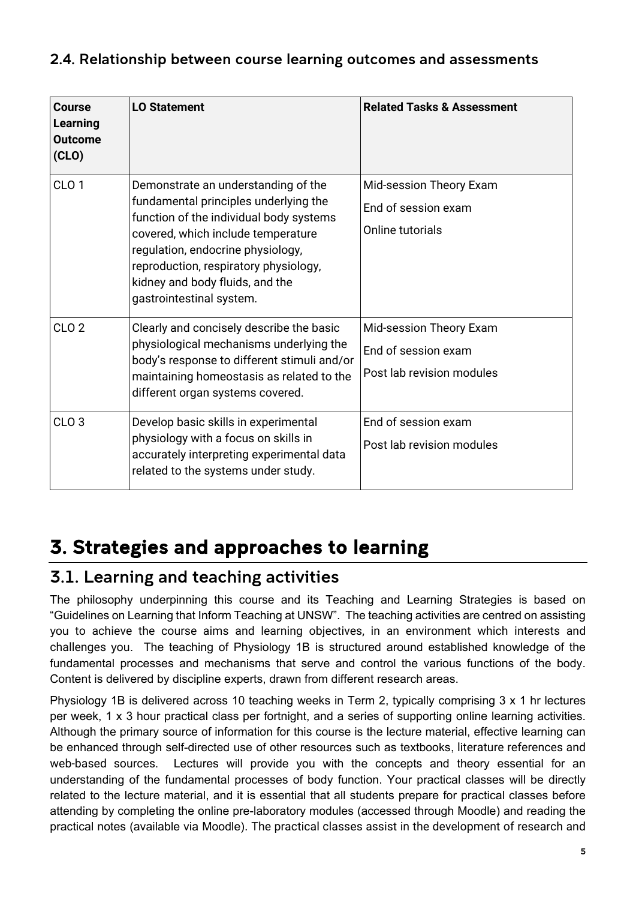### 2.4. Relationship between course learning outcomes and assessments

| Course Learning Outcome (CLO) | LO Statement | Related Tasks & Assessment |
|---|---|---|
| CLO 1 | Demonstrate an understanding of the fundamental principles underlying the function of the individual body systems covered, which include temperature regulation, endocrine physiology, reproduction, respiratory physiology, kidney and body fluids, and the gastrointestinal system. | Mid-session Theory Exam<br>End of session exam<br>Online tutorials |
| CLO 2 | Clearly and concisely describe the basic physiological mechanisms underlying the body's response to different stimuli and/or maintaining homeostasis as related to the different organ systems covered. | Mid-session Theory Exam<br>End of session exam<br>Post lab revision modules |
| CLO 3 | Develop basic skills in experimental physiology with a focus on skills in accurately interpreting experimental data related to the systems under study. | End of session exam<br>Post lab revision modules |

# 3. Strategies and approaches to learning

## 3.1. Learning and teaching activities

The philosophy underpinning this course and its Teaching and Learning Strategies is based on "Guidelines on Learning that Inform Teaching at UNSW". The teaching activities are centred on assisting you to achieve the course aims and learning objectives, in an environment which interests and challenges you. The teaching of Physiology 1B is structured around established knowledge of the fundamental processes and mechanisms that serve and control the various functions of the body. Content is delivered by discipline experts, drawn from different research areas.

Physiology 1B is delivered across 10 teaching weeks in Term 2, typically comprising 3 x 1 hr lectures per week, 1 x 3 hour practical class per fortnight, and a series of supporting online learning activities. Although the primary source of information for this course is the lecture material, effective learning can be enhanced through self-directed use of other resources such as textbooks, literature references and web-based sources. Lectures will provide you with the concepts and theory essential for an understanding of the fundamental processes of body function. Your practical classes will be directly related to the lecture material, and it is essential that all students prepare for practical classes before attending by completing the online pre-laboratory modules (accessed through Moodle) and reading the practical notes (available via Moodle). The practical classes assist in the development of research and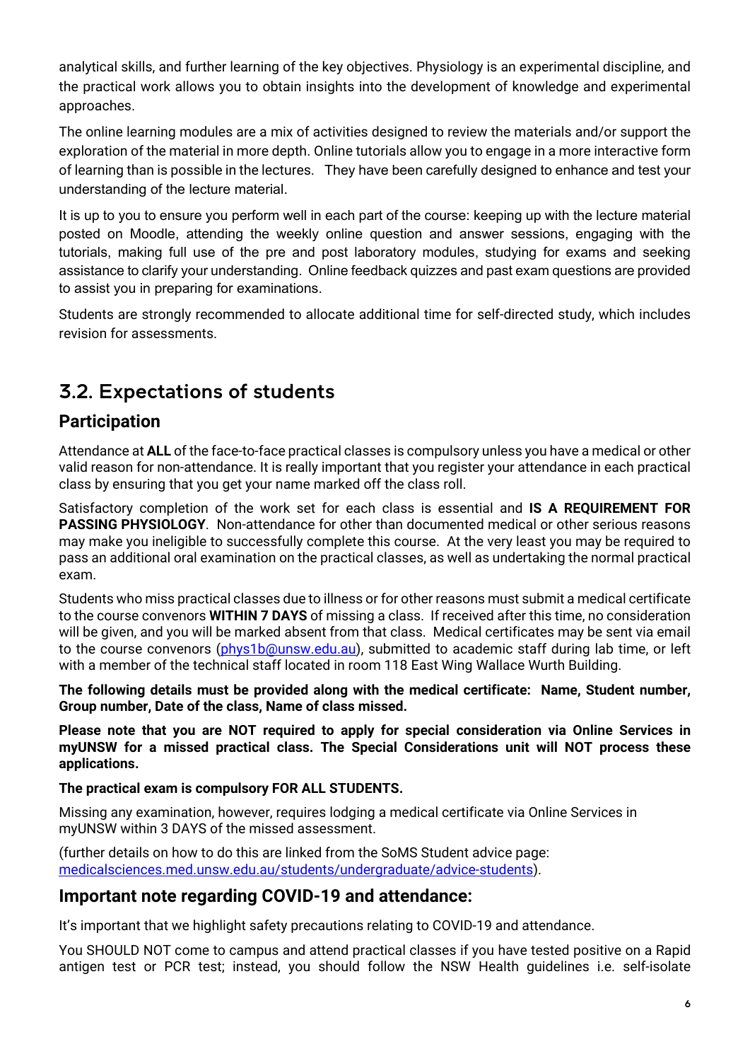analytical skills, and further learning of the key objectives. Physiology is an experimental discipline, and the practical work allows you to obtain insights into the development of knowledge and experimental approaches.

The online learning modules are a mix of activities designed to review the materials and/or support the exploration of the material in more depth. Online tutorials allow you to engage in a more interactive form of learning than is possible in the lectures. They have been carefully designed to enhance and test your understanding of the lecture material.

It is up to you to ensure you perform well in each part of the course: keeping up with the lecture material posted on Moodle, attending the weekly online question and answer sessions, engaging with the tutorials, making full use of the pre and post laboratory modules, studying for exams and seeking assistance to clarify your understanding. Online feedback quizzes and past exam questions are provided to assist you in preparing for examinations.

Students are strongly recommended to allocate additional time for self-directed study, which includes revision for assessments.

## 3.2. Expectations of students

### Participation

Attendance at **ALL** of the face-to-face practical classes is compulsory unless you have a medical or other valid reason for non-attendance. It is really important that you register your attendance in each practical class by ensuring that you get your name marked off the class roll.

Satisfactory completion of the work set for each class is essential and **IS A REQUIREMENT FOR PASSING PHYSIOLOGY**. Non-attendance for other than documented medical or other serious reasons may make you ineligible to successfully complete this course. At the very least you may be required to pass an additional oral examination on the practical classes, as well as undertaking the normal practical exam.

Students who miss practical classes due to illness or for other reasons must submit a medical certificate to the course convenors **WITHIN 7 DAYS** of missing a class. If received after this time, no consideration will be given, and you will be marked absent from that class. Medical certificates may be sent via email to the course convenors (phys1b@unsw.edu.au), submitted to academic staff during lab time, or left with a member of the technical staff located in room 118 East Wing Wallace Wurth Building.

**The following details must be provided along with the medical certificate: Name, Student number, Group number, Date of the class, Name of class missed.**

**Please note that you are NOT required to apply for special consideration via Online Services in myUNSW for a missed practical class. The Special Considerations unit will NOT process these applications.**

**The practical exam is compulsory FOR ALL STUDENTS.**

Missing any examination, however, requires lodging a medical certificate via Online Services in myUNSW within 3 DAYS of the missed assessment.

(further details on how to do this are linked from the SoMS Student advice page: medicalsciences.med.unsw.edu.au/students/undergraduate/advice-students).

### Important note regarding COVID-19 and attendance:

It's important that we highlight safety precautions relating to COVID-19 and attendance.

You SHOULD NOT come to campus and attend practical classes if you have tested positive on a Rapid antigen test or PCR test; instead, you should follow the NSW Health guidelines i.e. self-isolate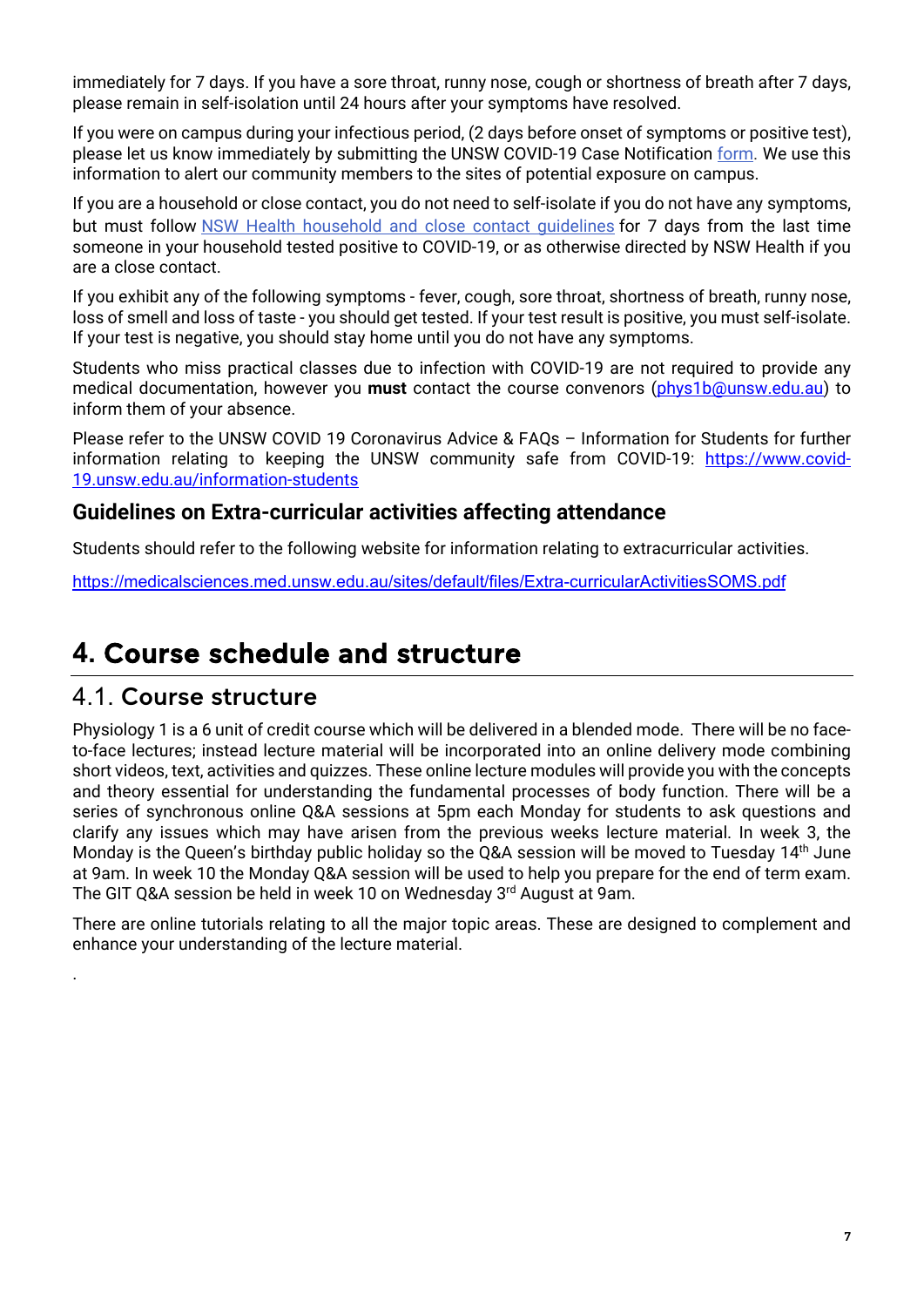immediately for 7 days. If you have a sore throat, runny nose, cough or shortness of breath after 7 days, please remain in self-isolation until 24 hours after your symptoms have resolved.

If you were on campus during your infectious period, (2 days before onset of symptoms or positive test), please let us know immediately by submitting the UNSW COVID-19 Case Notification form. We use this information to alert our community members to the sites of potential exposure on campus.

If you are a household or close contact, you do not need to self-isolate if you do not have any symptoms, but must follow NSW Health household and close contact guidelines for 7 days from the last time someone in your household tested positive to COVID-19, or as otherwise directed by NSW Health if you are a close contact.

If you exhibit any of the following symptoms - fever, cough, sore throat, shortness of breath, runny nose, loss of smell and loss of taste - you should get tested. If your test result is positive, you must self-isolate. If your test is negative, you should stay home until you do not have any symptoms.

Students who miss practical classes due to infection with COVID-19 are not required to provide any medical documentation, however you **must** contact the course convenors (phys1b@unsw.edu.au) to inform them of your absence.

Please refer to the UNSW COVID 19 Coronavirus Advice & FAQs – Information for Students for further information relating to keeping the UNSW community safe from COVID-19: https://www.covid-19.unsw.edu.au/information-students

### Guidelines on Extra-curricular activities affecting attendance

Students should refer to the following website for information relating to extracurricular activities.

https://medicalsciences.med.unsw.edu.au/sites/default/files/Extra-curricularActivitiesSOMS.pdf

# 4. Course schedule and structure

## 4.1. Course structure

Physiology 1 is a 6 unit of credit course which will be delivered in a blended mode. There will be no face-to-face lectures; instead lecture material will be incorporated into an online delivery mode combining short videos, text, activities and quizzes. These online lecture modules will provide you with the concepts and theory essential for understanding the fundamental processes of body function. There will be a series of synchronous online Q&A sessions at 5pm each Monday for students to ask questions and clarify any issues which may have arisen from the previous weeks lecture material. In week 3, the Monday is the Queen's birthday public holiday so the Q&A session will be moved to Tuesday 14th June at 9am. In week 10 the Monday Q&A session will be used to help you prepare for the end of term exam. The GIT Q&A session be held in week 10 on Wednesday 3rd August at 9am.

There are online tutorials relating to all the major topic areas. These are designed to complement and enhance your understanding of the lecture material.

.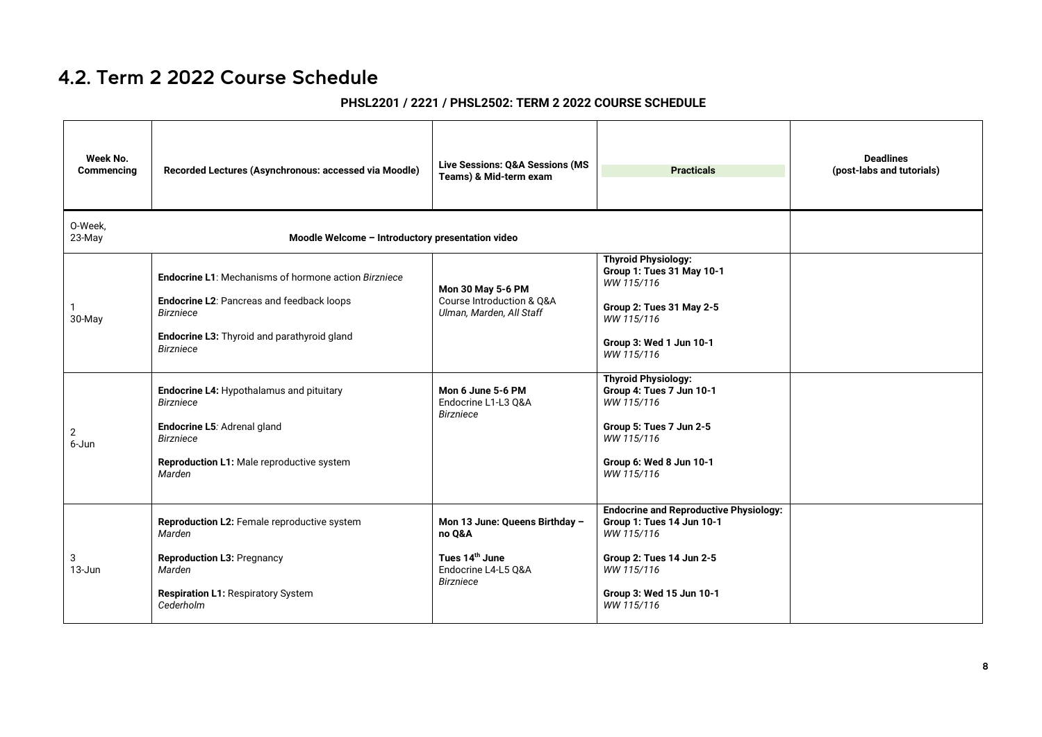## 4.2. Term 2 2022 Course Schedule

**PHSL2201 / 2221 / PHSL2502: TERM 2 2022 COURSE SCHEDULE**

| Week No. Commencing | Recorded Lectures (Asynchronous: accessed via Moodle) | Live Sessions: Q&A Sessions (MS Teams) & Mid-term exam | Practicals | Deadlines (post-labs and tutorials) |
|---|---|---|---|---|
| O-Week, 23-May | **Moodle Welcome – Introductory presentation video** | | | |
| 1<br>30-May | **Endocrine L1**: Mechanisms of hormone action *Birzniece*<br><br>**Endocrine L2**: Pancreas and feedback loops *Birzniece*<br><br>**Endocrine L3:** Thyroid and parathyroid gland *Birzniece* | **Mon 30 May 5-6 PM**<br>Course Introduction & Q&A<br>*Ulman, Marden, All Staff* | **Thyroid Physiology:**<br>**Group 1: Tues 31 May 10-1**<br>*WW 115/116*<br><br>**Group 2: Tues 31 May 2-5**<br>*WW 115/116*<br><br>**Group 3: Wed 1 Jun 10-1**<br>*WW 115/116* | |
| 2<br>6-Jun | **Endocrine L4:** Hypothalamus and pituitary *Birzniece*<br><br>**Endocrine L5**: Adrenal gland *Birzniece*<br><br>**Reproduction L1:** Male reproductive system *Marden* | **Mon 6 June 5-6 PM**<br>Endocrine L1-L3 Q&A<br>*Birzniece* | **Thyroid Physiology:**<br>**Group 4: Tues 7 Jun 10-1**<br>*WW 115/116*<br><br>**Group 5: Tues 7 Jun 2-5**<br>*WW 115/116*<br><br>**Group 6: Wed 8 Jun 10-1**<br>*WW 115/116* | |
| 3<br>13-Jun | **Reproduction L2:** Female reproductive system *Marden*<br><br>**Reproduction L3:** Pregnancy *Marden*<br><br>**Respiration L1:** Respiratory System *Cederholm* | **Mon 13 June: Queens Birthday – no Q&A**<br><br>**Tues 14th June**<br>Endocrine L4-L5 Q&A<br>*Birzniece* | **Endocrine and Reproductive Physiology:**<br>**Group 1: Tues 14 Jun 10-1**<br>*WW 115/116*<br><br>**Group 2: Tues 14 Jun 2-5**<br>*WW 115/116*<br><br>**Group 3: Wed 15 Jun 10-1**<br>*WW 115/116* | |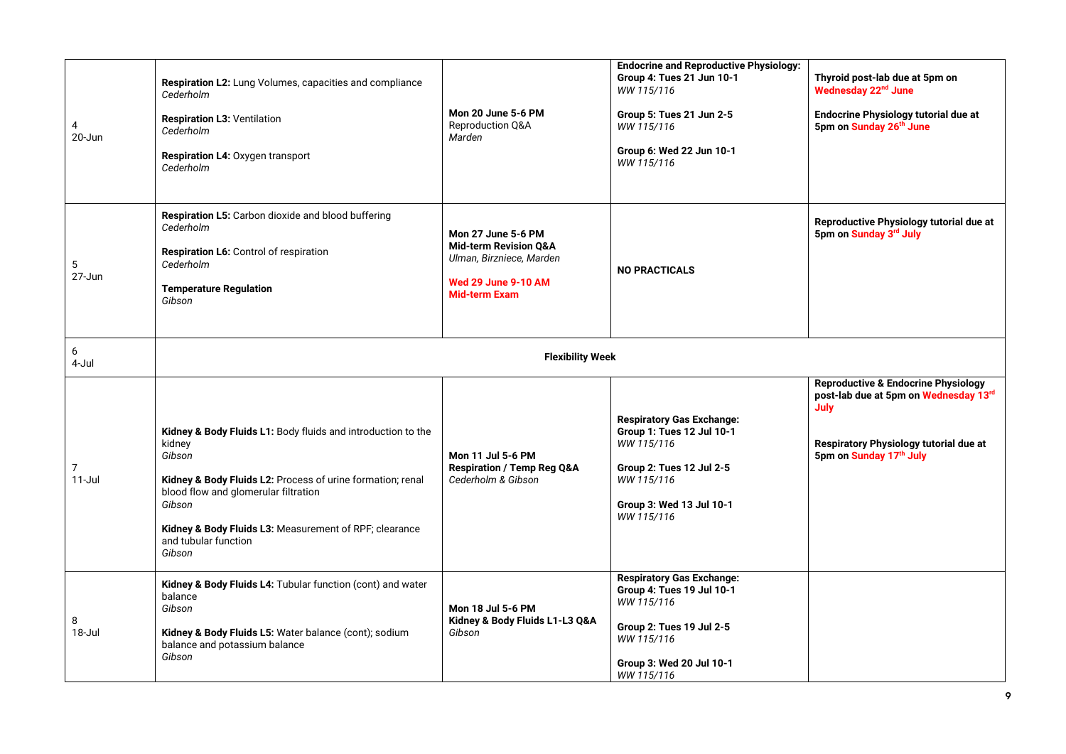| | | | | |
|---|---|---|---|---|
| 4<br>20-Jun | **Respiration L2:** Lung Volumes, capacities and compliance<br>*Cederholm*<br><br>**Respiration L3:** Ventilation<br>*Cederholm*<br><br>**Respiration L4:** Oxygen transport<br>*Cederholm* | **Mon 20 June 5-6 PM**<br>Reproduction Q&A<br>*Marden* | **Endocrine and Reproductive Physiology:**<br>**Group 4: Tues 21 Jun 10-1**<br>*WW 115/116*<br><br>**Group 5: Tues 21 Jun 2-5**<br>*WW 115/116*<br><br>**Group 6: Wed 22 Jun 10-1**<br>*WW 115/116* | **Thyroid post-lab due at 5pm on Wednesday 22nd June**<br><br>**Endocrine Physiology tutorial due at 5pm on Sunday 26th June** |
| 5<br>27-Jun | **Respiration L5:** Carbon dioxide and blood buffering<br>*Cederholm*<br><br>**Respiration L6:** Control of respiration<br>*Cederholm*<br><br>**Temperature Regulation**<br>*Gibson* | **Mon 27 June 5-6 PM**<br>**Mid-term Revision Q&A**<br>*Ulman, Birzniece, Marden*<br><br>**Wed 29 June 9-10 AM**<br>**Mid-term Exam** | **NO PRACTICALS** | **Reproductive Physiology tutorial due at 5pm on Sunday 3rd July** |
| 6<br>4-Jul | **Flexibility Week** | | | |
| 7<br>11-Jul | **Kidney & Body Fluids L1:** Body fluids and introduction to the kidney<br>*Gibson*<br><br>**Kidney & Body Fluids L2:** Process of urine formation; renal blood flow and glomerular filtration<br>*Gibson*<br><br>**Kidney & Body Fluids L3:** Measurement of RPF; clearance and tubular function<br>*Gibson* | **Mon 11 Jul 5-6 PM**<br>**Respiration / Temp Reg Q&A**<br>*Cederholm & Gibson* | **Respiratory Gas Exchange:**<br>**Group 1: Tues 12 Jul 10-1**<br>*WW 115/116*<br><br>**Group 2: Tues 12 Jul 2-5**<br>*WW 115/116*<br><br>**Group 3: Wed 13 Jul 10-1**<br>*WW 115/116* | **Reproductive & Endocrine Physiology post-lab due at 5pm on Wednesday 13rd July**<br><br>**Respiratory Physiology tutorial due at 5pm on Sunday 17th July** |
| 8<br>18-Jul | **Kidney & Body Fluids L4:** Tubular function (cont) and water balance<br>*Gibson*<br><br>**Kidney & Body Fluids L5:** Water balance (cont); sodium balance and potassium balance<br>*Gibson* | **Mon 18 Jul 5-6 PM**<br>**Kidney & Body Fluids L1-L3 Q&A**<br>*Gibson* | **Respiratory Gas Exchange:**<br>**Group 4: Tues 19 Jul 10-1**<br>*WW 115/116*<br><br>**Group 2: Tues 19 Jul 2-5**<br>*WW 115/116*<br><br>**Group 3: Wed 20 Jul 10-1**<br>*WW 115/116* | |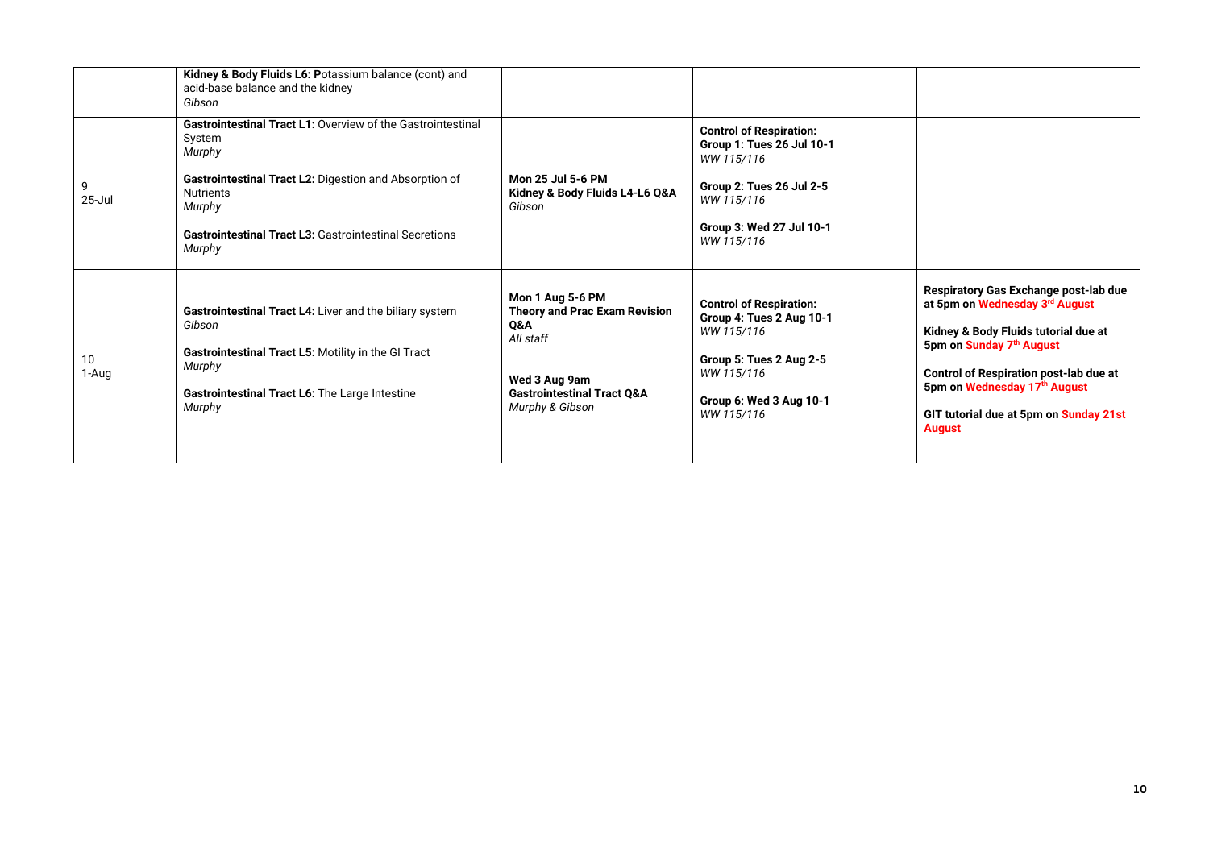| | | | | |
|---|---|---|---|---|
| | **Kidney & Body Fluids L6: P**otassium balance (cont) and acid-base balance and the kidney<br>*Gibson* | | | |
| 9<br>25-Jul | **Gastrointestinal Tract L1:** Overview of the Gastrointestinal System<br>*Murphy*<br><br>**Gastrointestinal Tract L2:** Digestion and Absorption of Nutrients<br>*Murphy*<br><br>**Gastrointestinal Tract L3:** Gastrointestinal Secretions<br>*Murphy* | **Mon 25 Jul 5-6 PM**<br>**Kidney & Body Fluids L4-L6 Q&A**<br>*Gibson* | **Control of Respiration:**<br>**Group 1: Tues 26 Jul 10-1**<br>*WW 115/116*<br><br>**Group 2: Tues 26 Jul 2-5**<br>*WW 115/116*<br><br>**Group 3: Wed 27 Jul 10-1**<br>*WW 115/116* | |
| 10<br>1-Aug | **Gastrointestinal Tract L4:** Liver and the biliary system<br>*Gibson*<br><br>**Gastrointestinal Tract L5:** Motility in the GI Tract<br>*Murphy*<br><br>**Gastrointestinal Tract L6:** The Large Intestine<br>*Murphy* | **Mon 1 Aug 5-6 PM**<br>**Theory and Prac Exam Revision Q&A**<br>*All staff*<br><br>**Wed 3 Aug 9am**<br>**Gastrointestinal Tract Q&A**<br>*Murphy & Gibson* | **Control of Respiration:**<br>**Group 4: Tues 2 Aug 10-1**<br>*WW 115/116*<br><br>**Group 5: Tues 2 Aug 2-5**<br>*WW 115/116*<br><br>**Group 6: Wed 3 Aug 10-1**<br>*WW 115/116* | **Respiratory Gas Exchange post-lab due at 5pm on Wednesday 3rd August**<br><br>**Kidney & Body Fluids tutorial due at 5pm on Sunday 7th August**<br><br>**Control of Respiration post-lab due at 5pm on Wednesday 17th August**<br><br>**GIT tutorial due at 5pm on Sunday 21st August** |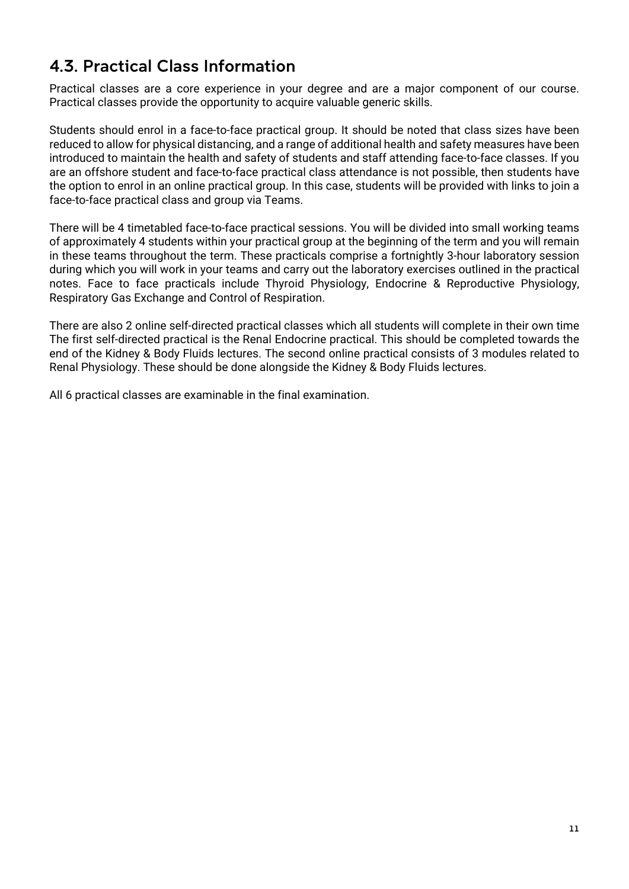## 4.3. Practical Class Information

Practical classes are a core experience in your degree and are a major component of our course. Practical classes provide the opportunity to acquire valuable generic skills.

Students should enrol in a face-to-face practical group. It should be noted that class sizes have been reduced to allow for physical distancing, and a range of additional health and safety measures have been introduced to maintain the health and safety of students and staff attending face-to-face classes. If you are an offshore student and face-to-face practical class attendance is not possible, then students have the option to enrol in an online practical group. In this case, students will be provided with links to join a face-to-face practical class and group via Teams.

There will be 4 timetabled face-to-face practical sessions. You will be divided into small working teams of approximately 4 students within your practical group at the beginning of the term and you will remain in these teams throughout the term. These practicals comprise a fortnightly 3-hour laboratory session during which you will work in your teams and carry out the laboratory exercises outlined in the practical notes. Face to face practicals include Thyroid Physiology, Endocrine & Reproductive Physiology, Respiratory Gas Exchange and Control of Respiration.

There are also 2 online self-directed practical classes which all students will complete in their own time The first self-directed practical is the Renal Endocrine practical. This should be completed towards the end of the Kidney & Body Fluids lectures. The second online practical consists of 3 modules related to Renal Physiology. These should be done alongside the Kidney & Body Fluids lectures.

All 6 practical classes are examinable in the final examination.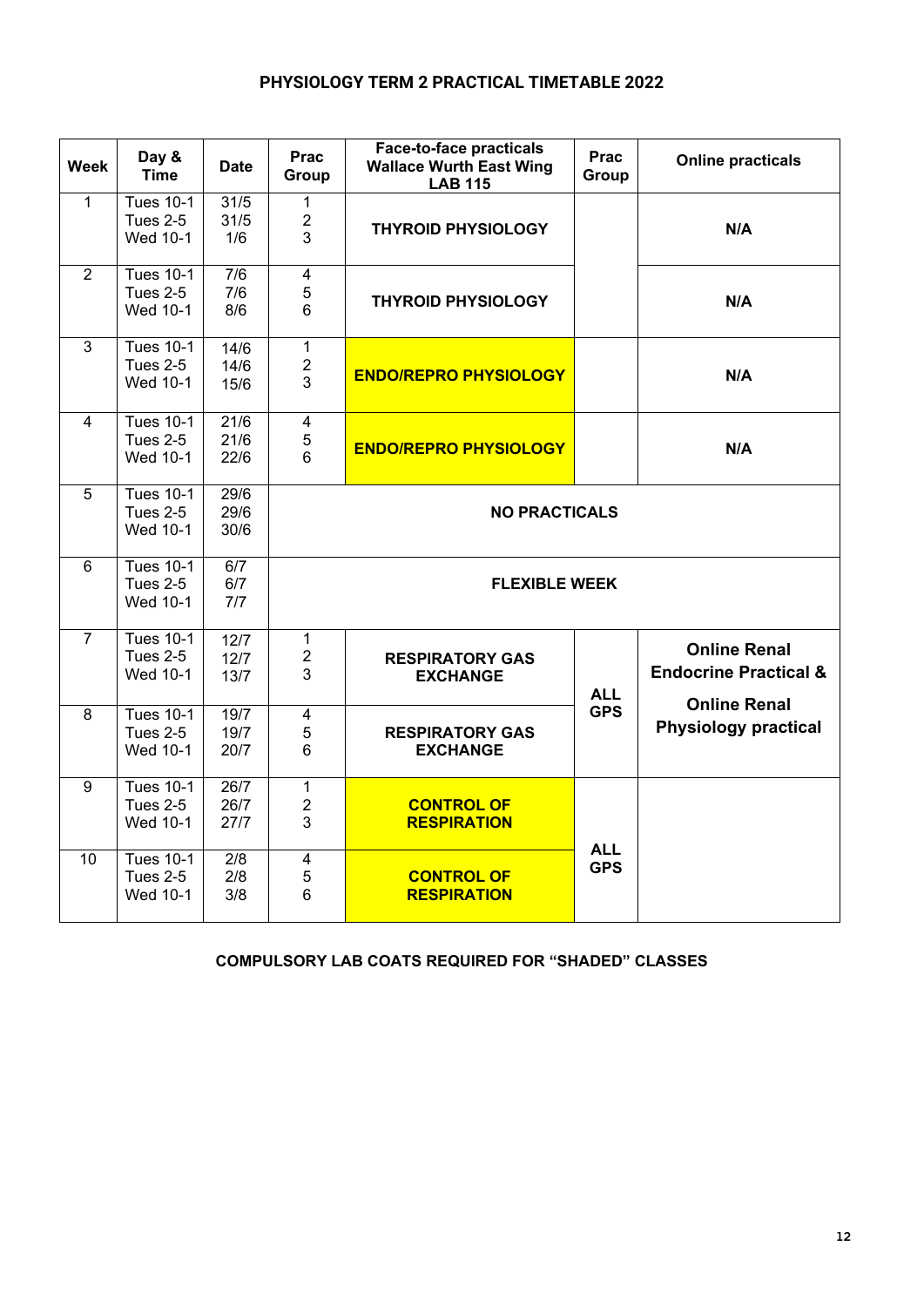## PHYSIOLOGY TERM 2 PRACTICAL TIMETABLE 2022

| Week | Day & Time | Date | Prac Group | Face-to-face practicals Wallace Wurth East Wing LAB 115 | Prac Group | Online practicals |
|---|---|---|---|---|---|---|
| 1 | Tues 10-1<br>Tues 2-5<br>Wed 10-1 | 31/5<br>31/5<br>1/6 | 1<br>2<br>3 | **THYROID PHYSIOLOGY** | | **N/A** |
| 2 | Tues 10-1<br>Tues 2-5<br>Wed 10-1 | 7/6<br>7/6<br>8/6 | 4<br>5<br>6 | **THYROID PHYSIOLOGY** | | **N/A** |
| 3 | Tues 10-1<br>Tues 2-5<br>Wed 10-1 | 14/6<br>14/6<br>15/6 | 1<br>2<br>3 | **ENDO/REPRO PHYSIOLOGY** | | **N/A** |
| 4 | Tues 10-1<br>Tues 2-5<br>Wed 10-1 | 21/6<br>21/6<br>22/6 | 4<br>5<br>6 | **ENDO/REPRO PHYSIOLOGY** | | **N/A** |
| 5 | Tues 10-1<br>Tues 2-5<br>Wed 10-1 | 29/6<br>29/6<br>30/6 | **NO PRACTICALS** | | | |
| 6 | Tues 10-1<br>Tues 2-5<br>Wed 10-1 | 6/7<br>6/7<br>7/7 | **FLEXIBLE WEEK** | | | |
| 7 | Tues 10-1<br>Tues 2-5<br>Wed 10-1 | 12/7<br>12/7<br>13/7 | 1<br>2<br>3 | **RESPIRATORY GAS EXCHANGE** | **ALL GPS** | **Online Renal Endocrine Practical &** |
| 8 | Tues 10-1<br>Tues 2-5<br>Wed 10-1 | 19/7<br>19/7<br>20/7 | 4<br>5<br>6 | **RESPIRATORY GAS EXCHANGE** | | **Online Renal Physiology practical** |
| 9 | Tues 10-1<br>Tues 2-5<br>Wed 10-1 | 26/7<br>26/7<br>27/7 | 1<br>2<br>3 | **CONTROL OF RESPIRATION** | **ALL GPS** | |
| 10 | Tues 10-1<br>Tues 2-5<br>Wed 10-1 | 2/8<br>2/8<br>3/8 | 4<br>5<br>6 | **CONTROL OF RESPIRATION** | | |

**COMPULSORY LAB COATS REQUIRED FOR "SHADED" CLASSES**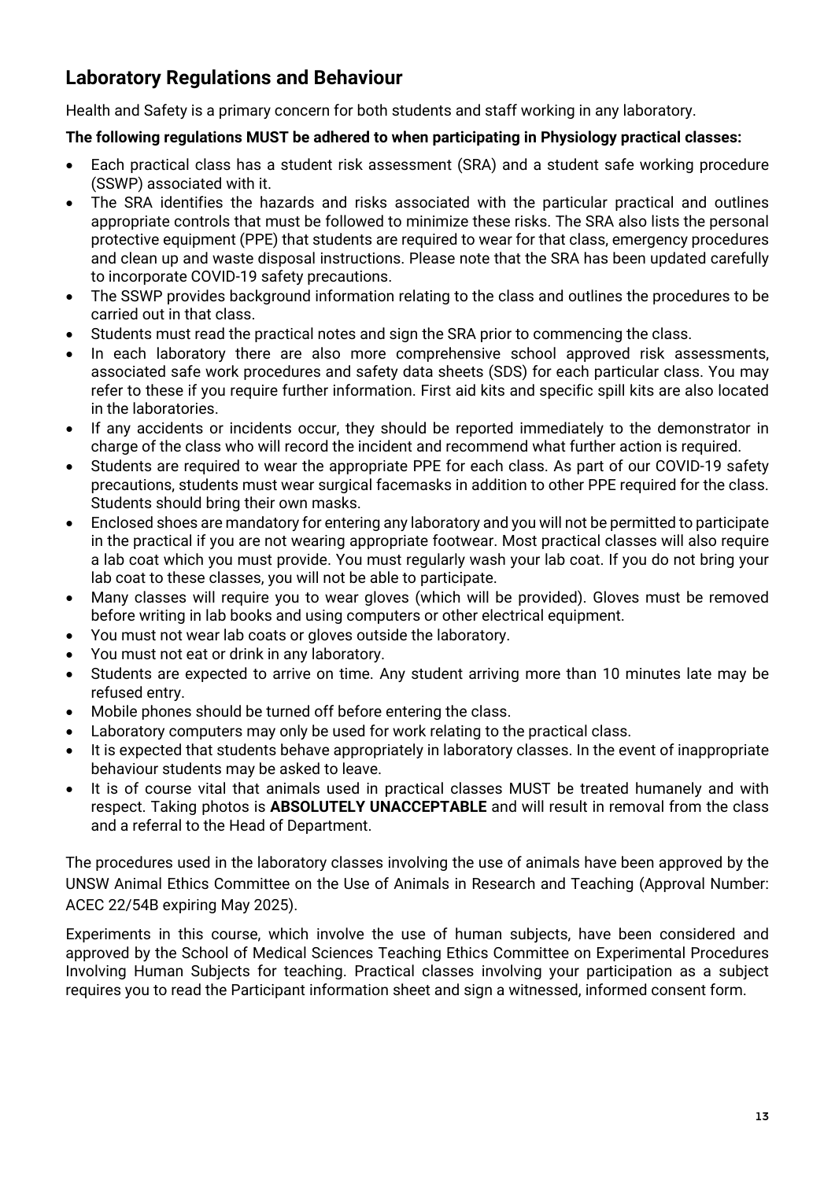## Laboratory Regulations and Behaviour

Health and Safety is a primary concern for both students and staff working in any laboratory.

**The following regulations MUST be adhered to when participating in Physiology practical classes:**

- Each practical class has a student risk assessment (SRA) and a student safe working procedure (SSWP) associated with it.
- The SRA identifies the hazards and risks associated with the particular practical and outlines appropriate controls that must be followed to minimize these risks. The SRA also lists the personal protective equipment (PPE) that students are required to wear for that class, emergency procedures and clean up and waste disposal instructions. Please note that the SRA has been updated carefully to incorporate COVID-19 safety precautions.
- The SSWP provides background information relating to the class and outlines the procedures to be carried out in that class.
- Students must read the practical notes and sign the SRA prior to commencing the class.
- In each laboratory there are also more comprehensive school approved risk assessments, associated safe work procedures and safety data sheets (SDS) for each particular class. You may refer to these if you require further information. First aid kits and specific spill kits are also located in the laboratories.
- If any accidents or incidents occur, they should be reported immediately to the demonstrator in charge of the class who will record the incident and recommend what further action is required.
- Students are required to wear the appropriate PPE for each class. As part of our COVID-19 safety precautions, students must wear surgical facemasks in addition to other PPE required for the class. Students should bring their own masks.
- Enclosed shoes are mandatory for entering any laboratory and you will not be permitted to participate in the practical if you are not wearing appropriate footwear. Most practical classes will also require a lab coat which you must provide. You must regularly wash your lab coat. If you do not bring your lab coat to these classes, you will not be able to participate.
- Many classes will require you to wear gloves (which will be provided). Gloves must be removed before writing in lab books and using computers or other electrical equipment.
- You must not wear lab coats or gloves outside the laboratory.
- You must not eat or drink in any laboratory.
- Students are expected to arrive on time. Any student arriving more than 10 minutes late may be refused entry.
- Mobile phones should be turned off before entering the class.
- Laboratory computers may only be used for work relating to the practical class.
- It is expected that students behave appropriately in laboratory classes. In the event of inappropriate behaviour students may be asked to leave.
- It is of course vital that animals used in practical classes MUST be treated humanely and with respect. Taking photos is **ABSOLUTELY UNACCEPTABLE** and will result in removal from the class and a referral to the Head of Department.

The procedures used in the laboratory classes involving the use of animals have been approved by the UNSW Animal Ethics Committee on the Use of Animals in Research and Teaching (Approval Number: ACEC 22/54B expiring May 2025).

Experiments in this course, which involve the use of human subjects, have been considered and approved by the School of Medical Sciences Teaching Ethics Committee on Experimental Procedures Involving Human Subjects for teaching. Practical classes involving your participation as a subject requires you to read the Participant information sheet and sign a witnessed, informed consent form.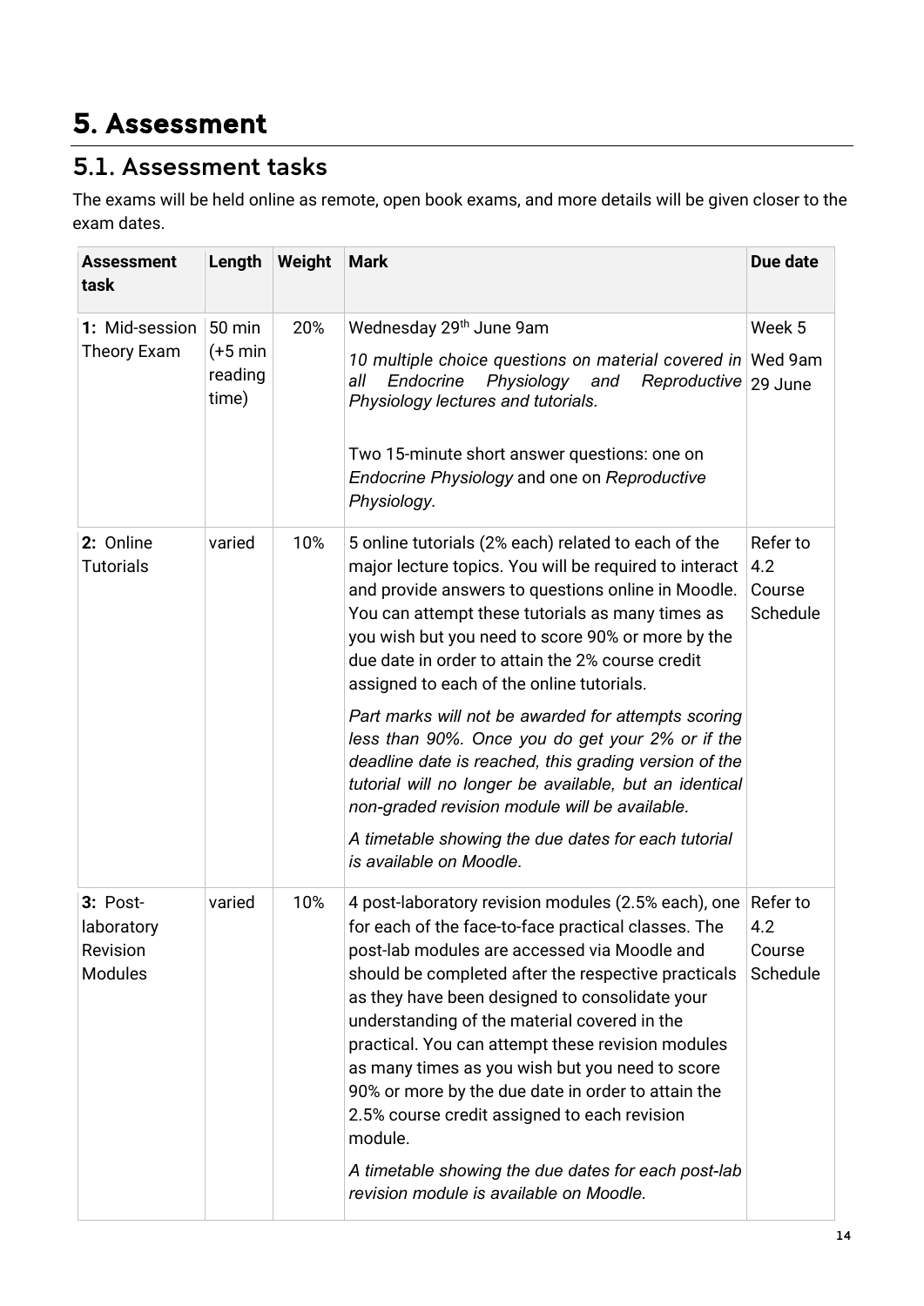# 5. Assessment

## 5.1. Assessment tasks

The exams will be held online as remote, open book exams, and more details will be given closer to the exam dates.

| Assessment task | Length | Weight | Mark | Due date |
|---|---|---|---|---|
| **1:** Mid-session Theory Exam | 50 min (+5 min reading time) | 20% | Wednesday 29th June 9am<br><br>*10 multiple choice questions on material covered in all Endocrine Physiology and Reproductive Physiology lectures and tutorials.*<br><br>Two 15-minute short answer questions: one on *Endocrine Physiology* and one on *Reproductive Physiology*. | Week 5<br>Wed 9am 29 June |
| **2:** Online Tutorials | varied | 10% | 5 online tutorials (2% each) related to each of the major lecture topics. You will be required to interact and provide answers to questions online in Moodle. You can attempt these tutorials as many times as you wish but you need to score 90% or more by the due date in order to attain the 2% course credit assigned to each of the online tutorials.<br><br>*Part marks will not be awarded for attempts scoring less than 90%. Once you do get your 2% or if the deadline date is reached, this grading version of the tutorial will no longer be available, but an identical non-graded revision module will be available.*<br><br>*A timetable showing the due dates for each tutorial is available on Moodle.* | Refer to 4.2 Course Schedule |
| **3:** Post-laboratory Revision Modules | varied | 10% | 4 post-laboratory revision modules (2.5% each), one for each of the face-to-face practical classes. The post-lab modules are accessed via Moodle and should be completed after the respective practicals as they have been designed to consolidate your understanding of the material covered in the practical. You can attempt these revision modules as many times as you wish but you need to score 90% or more by the due date in order to attain the 2.5% course credit assigned to each revision module.<br><br>*A timetable showing the due dates for each post-lab revision module is available on Moodle.* | Refer to 4.2 Course Schedule |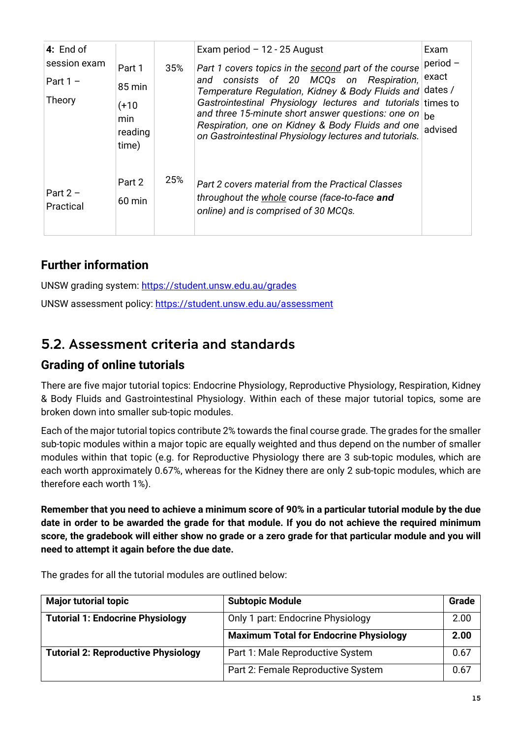| 4: End of session exam<br>Part 1 – Theory | Part 1<br>85 min<br>(+10 min reading time) | 35% | Exam period – 12 - 25 August<br>*Part 1 covers topics in the second part of the course and consists of 20 MCQs on Respiration, Temperature Regulation, Kidney & Body Fluids and Gastrointestinal Physiology lectures and tutorials and three 15-minute short answer questions: one on Respiration, one on Kidney & Body Fluids and one on Gastrointestinal Physiology lectures and tutorials.* | Exam period – exact dates / times to be advised |
|---|---|---|---|---|
| Part 2 – Practical | Part 2<br>60 min | 25% | *Part 2 covers material from the Practical Classes throughout the whole course (face-to-face **and** online) and is comprised of 30 MCQs.* | |

## Further information

UNSW grading system: https://student.unsw.edu.au/grades

UNSW assessment policy: https://student.unsw.edu.au/assessment

# 5.2. Assessment criteria and standards

## Grading of online tutorials

There are five major tutorial topics: Endocrine Physiology, Reproductive Physiology, Respiration, Kidney & Body Fluids and Gastrointestinal Physiology. Within each of these major tutorial topics, some are broken down into smaller sub-topic modules.

Each of the major tutorial topics contribute 2% towards the final course grade. The grades for the smaller sub-topic modules within a major topic are equally weighted and thus depend on the number of smaller modules within that topic (e.g. for Reproductive Physiology there are 3 sub-topic modules, which are each worth approximately 0.67%, whereas for the Kidney there are only 2 sub-topic modules, which are therefore each worth 1%).

**Remember that you need to achieve a minimum score of 90% in a particular tutorial module by the due date in order to be awarded the grade for that module. If you do not achieve the required minimum score, the gradebook will either show no grade or a zero grade for that particular module and you will need to attempt it again before the due date.**

The grades for all the tutorial modules are outlined below:

| Major tutorial topic | Subtopic Module | Grade |
|---|---|---|
| **Tutorial 1: Endocrine Physiology** | Only 1 part: Endocrine Physiology | 2.00 |
| | **Maximum Total for Endocrine Physiology** | **2.00** |
| **Tutorial 2: Reproductive Physiology** | Part 1: Male Reproductive System | 0.67 |
| | Part 2: Female Reproductive System | 0.67 |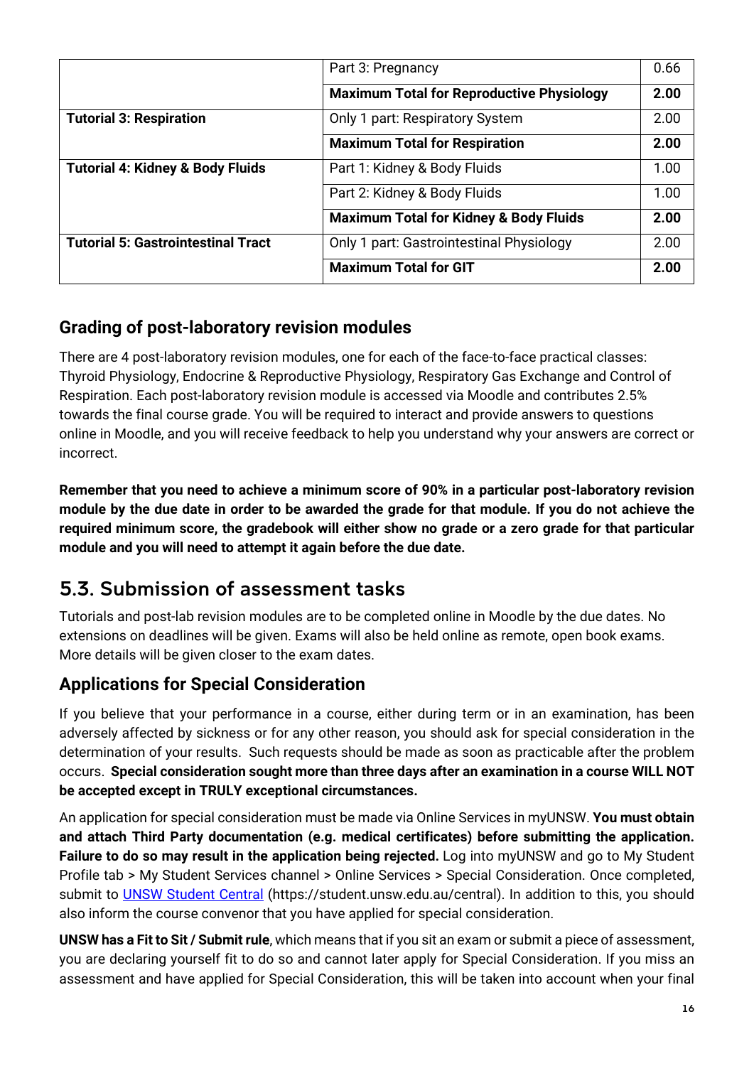| | | |
|---|---|---|
| | Part 3: Pregnancy | 0.66 |
| | **Maximum Total for Reproductive Physiology** | **2.00** |
| **Tutorial 3: Respiration** | Only 1 part: Respiratory System | 2.00 |
| | **Maximum Total for Respiration** | **2.00** |
| **Tutorial 4: Kidney & Body Fluids** | Part 1: Kidney & Body Fluids | 1.00 |
| | Part 2: Kidney & Body Fluids | 1.00 |
| | **Maximum Total for Kidney & Body Fluids** | **2.00** |
| **Tutorial 5: Gastrointestinal Tract** | Only 1 part: Gastrointestinal Physiology | 2.00 |
| | **Maximum Total for GIT** | **2.00** |

### Grading of post-laboratory revision modules

There are 4 post-laboratory revision modules, one for each of the face-to-face practical classes: Thyroid Physiology, Endocrine & Reproductive Physiology, Respiratory Gas Exchange and Control of Respiration. Each post-laboratory revision module is accessed via Moodle and contributes 2.5% towards the final course grade. You will be required to interact and provide answers to questions online in Moodle, and you will receive feedback to help you understand why your answers are correct or incorrect.

**Remember that you need to achieve a minimum score of 90% in a particular post-laboratory revision module by the due date in order to be awarded the grade for that module. If you do not achieve the required minimum score, the gradebook will either show no grade or a zero grade for that particular module and you will need to attempt it again before the due date.**

## 5.3. Submission of assessment tasks

Tutorials and post-lab revision modules are to be completed online in Moodle by the due dates. No extensions on deadlines will be given. Exams will also be held online as remote, open book exams. More details will be given closer to the exam dates.

### Applications for Special Consideration

If you believe that your performance in a course, either during term or in an examination, has been adversely affected by sickness or for any other reason, you should ask for special consideration in the determination of your results. Such requests should be made as soon as practicable after the problem occurs. **Special consideration sought more than three days after an examination in a course WILL NOT be accepted except in TRULY exceptional circumstances.**

An application for special consideration must be made via Online Services in myUNSW. **You must obtain and attach Third Party documentation (e.g. medical certificates) before submitting the application. Failure to do so may result in the application being rejected.** Log into myUNSW and go to My Student Profile tab > My Student Services channel > Online Services > Special Consideration. Once completed, submit to UNSW Student Central (https://student.unsw.edu.au/central). In addition to this, you should also inform the course convenor that you have applied for special consideration.

**UNSW has a Fit to Sit / Submit rule**, which means that if you sit an exam or submit a piece of assessment, you are declaring yourself fit to do so and cannot later apply for Special Consideration. If you miss an assessment and have applied for Special Consideration, this will be taken into account when your final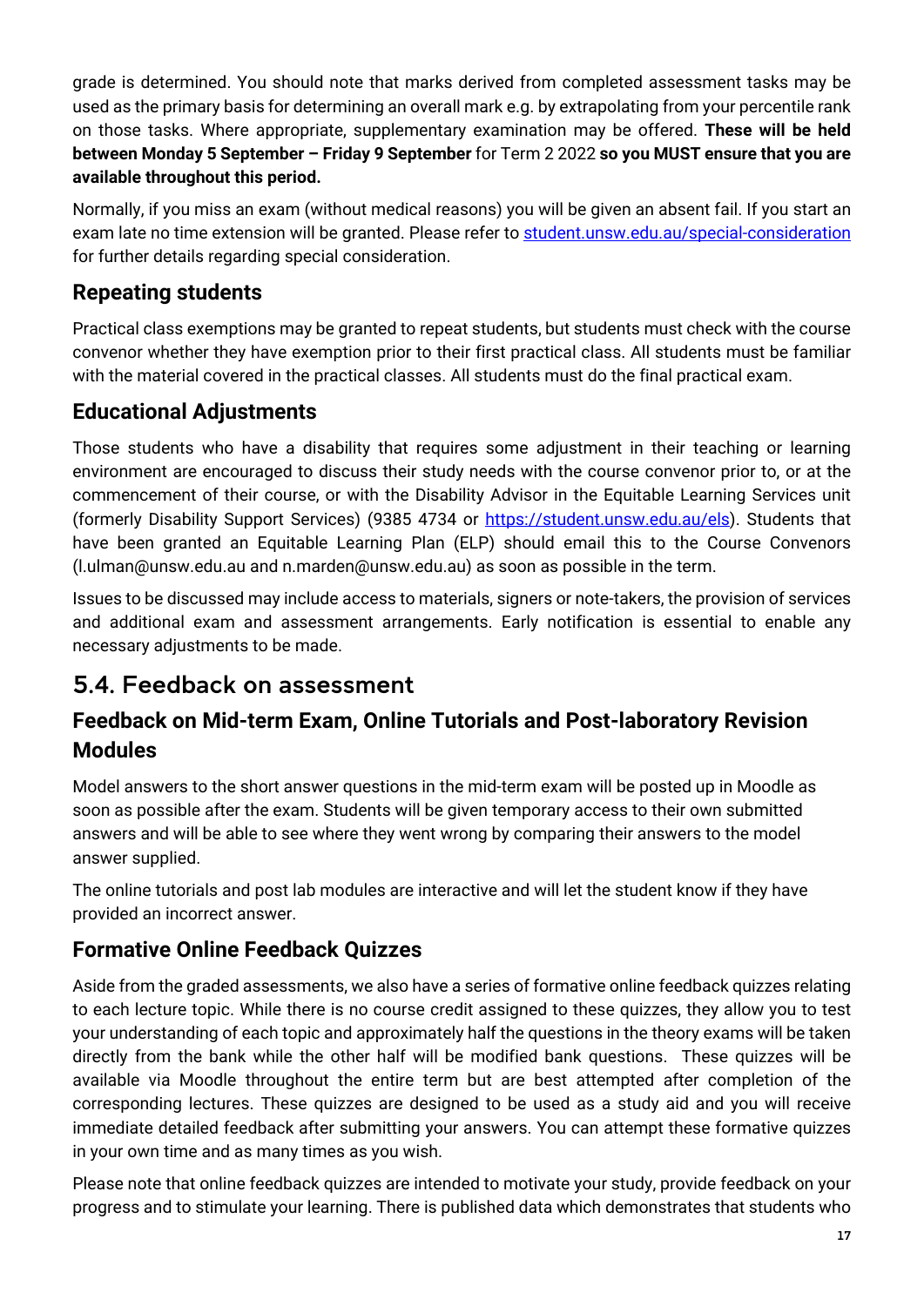grade is determined. You should note that marks derived from completed assessment tasks may be used as the primary basis for determining an overall mark e.g. by extrapolating from your percentile rank on those tasks. Where appropriate, supplementary examination may be offered. **These will be held between Monday 5 September – Friday 9 September** for Term 2 2022 **so you MUST ensure that you are available throughout this period.**

Normally, if you miss an exam (without medical reasons) you will be given an absent fail. If you start an exam late no time extension will be granted. Please refer to [student.unsw.edu.au/special-consideration](student.unsw.edu.au/special-consideration) for further details regarding special consideration.

### Repeating students

Practical class exemptions may be granted to repeat students, but students must check with the course convenor whether they have exemption prior to their first practical class. All students must be familiar with the material covered in the practical classes. All students must do the final practical exam.

### Educational Adjustments

Those students who have a disability that requires some adjustment in their teaching or learning environment are encouraged to discuss their study needs with the course convenor prior to, or at the commencement of their course, or with the Disability Advisor in the Equitable Learning Services unit (formerly Disability Support Services) (9385 4734 or [https://student.unsw.edu.au/els](https://student.unsw.edu.au/els)). Students that have been granted an Equitable Learning Plan (ELP) should email this to the Course Convenors (l.ulman@unsw.edu.au and n.marden@unsw.edu.au) as soon as possible in the term.

Issues to be discussed may include access to materials, signers or note-takers, the provision of services and additional exam and assessment arrangements. Early notification is essential to enable any necessary adjustments to be made.

## 5.4. Feedback on assessment

### Feedback on Mid-term Exam, Online Tutorials and Post-laboratory Revision Modules

Model answers to the short answer questions in the mid-term exam will be posted up in Moodle as soon as possible after the exam. Students will be given temporary access to their own submitted answers and will be able to see where they went wrong by comparing their answers to the model answer supplied.

The online tutorials and post lab modules are interactive and will let the student know if they have provided an incorrect answer.

### Formative Online Feedback Quizzes

Aside from the graded assessments, we also have a series of formative online feedback quizzes relating to each lecture topic. While there is no course credit assigned to these quizzes, they allow you to test your understanding of each topic and approximately half the questions in the theory exams will be taken directly from the bank while the other half will be modified bank questions. These quizzes will be available via Moodle throughout the entire term but are best attempted after completion of the corresponding lectures. These quizzes are designed to be used as a study aid and you will receive immediate detailed feedback after submitting your answers. You can attempt these formative quizzes in your own time and as many times as you wish.

Please note that online feedback quizzes are intended to motivate your study, provide feedback on your progress and to stimulate your learning. There is published data which demonstrates that students who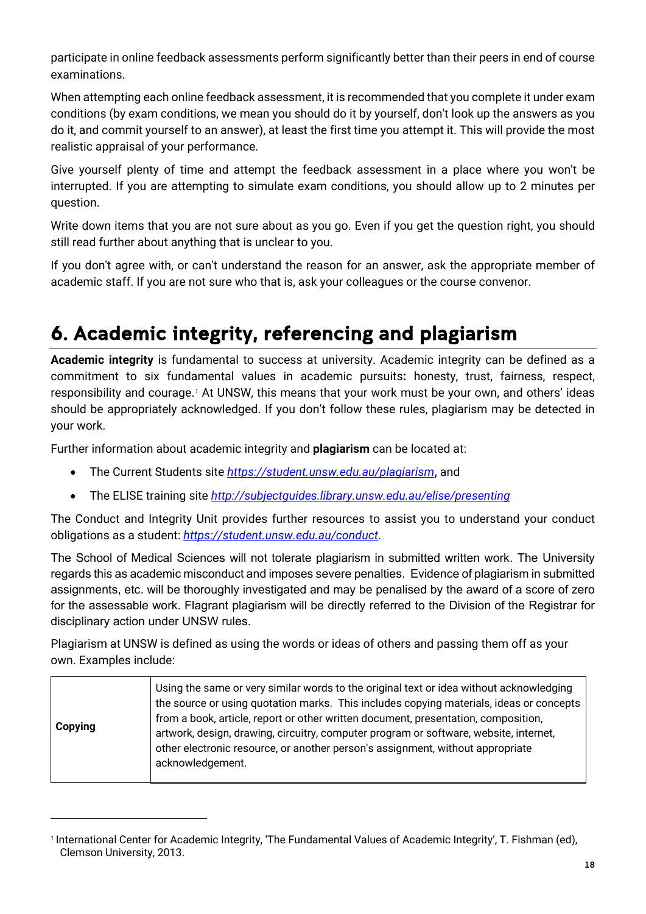participate in online feedback assessments perform significantly better than their peers in end of course examinations.

When attempting each online feedback assessment, it is recommended that you complete it under exam conditions (by exam conditions, we mean you should do it by yourself, don't look up the answers as you do it, and commit yourself to an answer), at least the first time you attempt it. This will provide the most realistic appraisal of your performance.

Give yourself plenty of time and attempt the feedback assessment in a place where you won't be interrupted. If you are attempting to simulate exam conditions, you should allow up to 2 minutes per question.

Write down items that you are not sure about as you go. Even if you get the question right, you should still read further about anything that is unclear to you.

If you don't agree with, or can't understand the reason for an answer, ask the appropriate member of academic staff. If you are not sure who that is, ask your colleagues or the course convenor.

# 6. Academic integrity, referencing and plagiarism

**Academic integrity** is fundamental to success at university. Academic integrity can be defined as a commitment to six fundamental values in academic pursuits**:** honesty, trust, fairness, respect, responsibility and courage.[1] At UNSW, this means that your work must be your own, and others' ideas should be appropriately acknowledged. If you don't follow these rules, plagiarism may be detected in your work.

Further information about academic integrity and **plagiarism** can be located at:

- The Current Students site *https://student.unsw.edu.au/plagiarism*, and
- The ELISE training site *http://subjectguides.library.unsw.edu.au/elise/presenting*

The Conduct and Integrity Unit provides further resources to assist you to understand your conduct obligations as a student: *https://student.unsw.edu.au/conduct*.

The School of Medical Sciences will not tolerate plagiarism in submitted written work. The University regards this as academic misconduct and imposes severe penalties. Evidence of plagiarism in submitted assignments, etc. will be thoroughly investigated and may be penalised by the award of a score of zero for the assessable work. Flagrant plagiarism will be directly referred to the Division of the Registrar for disciplinary action under UNSW rules.

Plagiarism at UNSW is defined as using the words or ideas of others and passing them off as your own. Examples include:

| | |
|---|---|
| **Copying** | Using the same or very similar words to the original text or idea without acknowledging the source or using quotation marks. This includes copying materials, ideas or concepts from a book, article, report or other written document, presentation, composition, artwork, design, drawing, circuitry, computer program or software, website, internet, other electronic resource, or another person's assignment, without appropriate acknowledgement. |

[1] International Center for Academic Integrity, 'The Fundamental Values of Academic Integrity', T. Fishman (ed), Clemson University, 2013.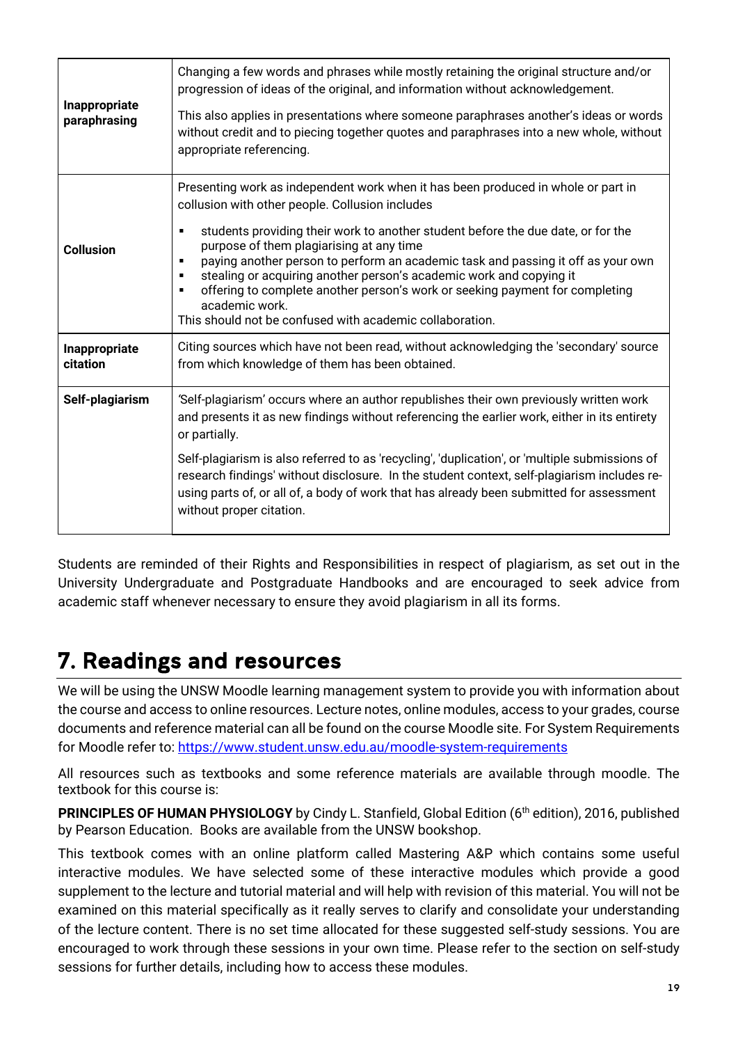| | |
|---|---|
| **Inappropriate paraphrasing** | Changing a few words and phrases while mostly retaining the original structure and/or progression of ideas of the original, and information without acknowledgement.<br><br>This also applies in presentations where someone paraphrases another's ideas or words without credit and to piecing together quotes and paraphrases into a new whole, without appropriate referencing. |
| **Collusion** | Presenting work as independent work when it has been produced in whole or part in collusion with other people. Collusion includes<br>▪ students providing their work to another student before the due date, or for the purpose of them plagiarising at any time<br>▪ paying another person to perform an academic task and passing it off as your own<br>▪ stealing or acquiring another person's academic work and copying it<br>▪ offering to complete another person's work or seeking payment for completing academic work.<br>This should not be confused with academic collaboration. |
| **Inappropriate citation** | Citing sources which have not been read, without acknowledging the 'secondary' source from which knowledge of them has been obtained. |
| **Self-plagiarism** | 'Self-plagiarism' occurs where an author republishes their own previously written work and presents it as new findings without referencing the earlier work, either in its entirety or partially.<br><br>Self-plagiarism is also referred to as 'recycling', 'duplication', or 'multiple submissions of research findings' without disclosure. In the student context, self-plagiarism includes re-using parts of, or all of, a body of work that has already been submitted for assessment without proper citation. |

Students are reminded of their Rights and Responsibilities in respect of plagiarism, as set out in the University Undergraduate and Postgraduate Handbooks and are encouraged to seek advice from academic staff whenever necessary to ensure they avoid plagiarism in all its forms.

# 7. Readings and resources

We will be using the UNSW Moodle learning management system to provide you with information about the course and access to online resources. Lecture notes, online modules, access to your grades, course documents and reference material can all be found on the course Moodle site. For System Requirements for Moodle refer to: https://www.student.unsw.edu.au/moodle-system-requirements

All resources such as textbooks and some reference materials are available through moodle. The textbook for this course is:

**PRINCIPLES OF HUMAN PHYSIOLOGY** by Cindy L. Stanfield, Global Edition (6th edition), 2016, published by Pearson Education. Books are available from the UNSW bookshop.

This textbook comes with an online platform called Mastering A&P which contains some useful interactive modules. We have selected some of these interactive modules which provide a good supplement to the lecture and tutorial material and will help with revision of this material. You will not be examined on this material specifically as it really serves to clarify and consolidate your understanding of the lecture content. There is no set time allocated for these suggested self-study sessions. You are encouraged to work through these sessions in your own time. Please refer to the section on self-study sessions for further details, including how to access these modules.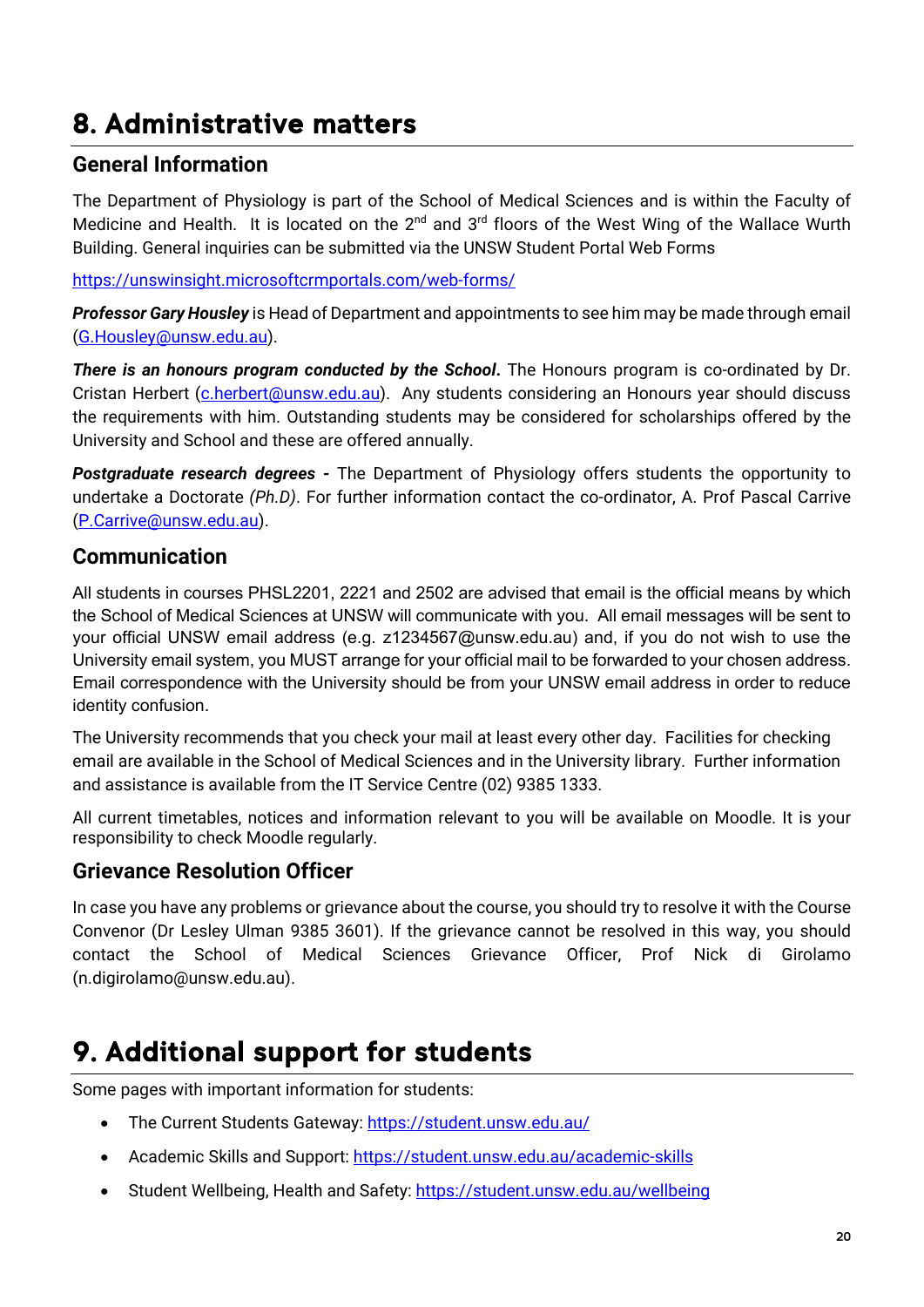# 8. Administrative matters

## General Information

The Department of Physiology is part of the School of Medical Sciences and is within the Faculty of Medicine and Health. It is located on the 2nd and 3rd floors of the West Wing of the Wallace Wurth Building. General inquiries can be submitted via the UNSW Student Portal Web Forms

https://unswinsight.microsoftcrmportals.com/web-forms/

***Professor Gary Housley*** is Head of Department and appointments to see him may be made through email (G.Housley@unsw.edu.au).

***There is an honours program conducted by the School.*** The Honours program is co-ordinated by Dr. Cristan Herbert (c.herbert@unsw.edu.au). Any students considering an Honours year should discuss the requirements with him. Outstanding students may be considered for scholarships offered by the University and School and these are offered annually.

***Postgraduate research degrees -*** The Department of Physiology offers students the opportunity to undertake a Doctorate *(Ph.D)*. For further information contact the co-ordinator, A. Prof Pascal Carrive (P.Carrive@unsw.edu.au).

## Communication

All students in courses PHSL2201, 2221 and 2502 are advised that email is the official means by which the School of Medical Sciences at UNSW will communicate with you. All email messages will be sent to your official UNSW email address (e.g. z1234567@unsw.edu.au) and, if you do not wish to use the University email system, you MUST arrange for your official mail to be forwarded to your chosen address. Email correspondence with the University should be from your UNSW email address in order to reduce identity confusion.

The University recommends that you check your mail at least every other day. Facilities for checking email are available in the School of Medical Sciences and in the University library. Further information and assistance is available from the IT Service Centre (02) 9385 1333.

All current timetables, notices and information relevant to you will be available on Moodle. It is your responsibility to check Moodle regularly.

## Grievance Resolution Officer

In case you have any problems or grievance about the course, you should try to resolve it with the Course Convenor (Dr Lesley Ulman 9385 3601). If the grievance cannot be resolved in this way, you should contact the School of Medical Sciences Grievance Officer, Prof Nick di Girolamo (n.digirolamo@unsw.edu.au).

# 9. Additional support for students

Some pages with important information for students:

- The Current Students Gateway: https://student.unsw.edu.au/
- Academic Skills and Support: https://student.unsw.edu.au/academic-skills
- Student Wellbeing, Health and Safety: https://student.unsw.edu.au/wellbeing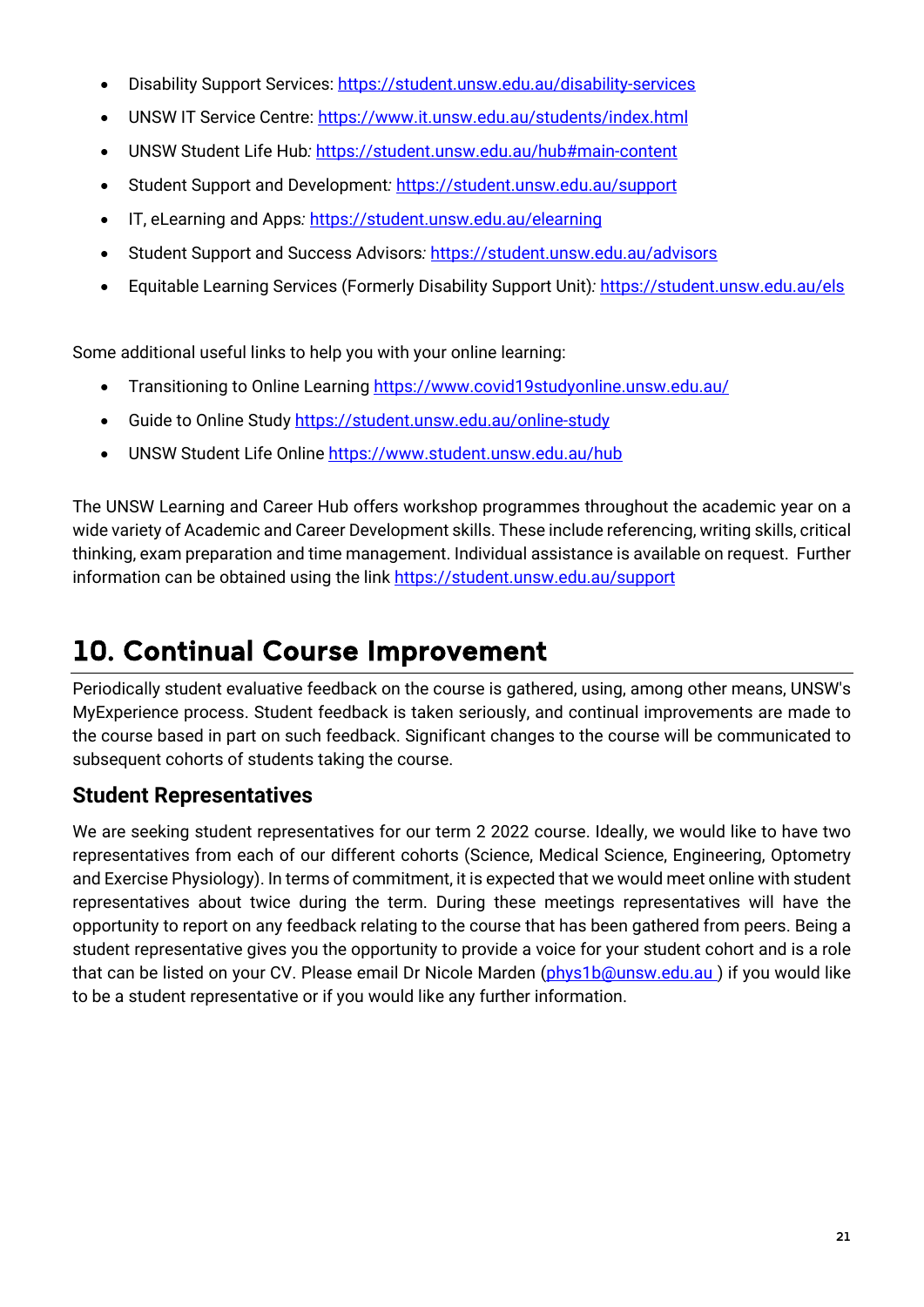- Disability Support Services: https://student.unsw.edu.au/disability-services
- UNSW IT Service Centre: https://www.it.unsw.edu.au/students/index.html
- UNSW Student Life Hub: https://student.unsw.edu.au/hub#main-content
- Student Support and Development: https://student.unsw.edu.au/support
- IT, eLearning and Apps: https://student.unsw.edu.au/elearning
- Student Support and Success Advisors: https://student.unsw.edu.au/advisors
- Equitable Learning Services (Formerly Disability Support Unit): https://student.unsw.edu.au/els

Some additional useful links to help you with your online learning:

- Transitioning to Online Learning https://www.covid19studyonline.unsw.edu.au/
- Guide to Online Study https://student.unsw.edu.au/online-study
- UNSW Student Life Online https://www.student.unsw.edu.au/hub

The UNSW Learning and Career Hub offers workshop programmes throughout the academic year on a wide variety of Academic and Career Development skills. These include referencing, writing skills, critical thinking, exam preparation and time management. Individual assistance is available on request. Further information can be obtained using the link https://student.unsw.edu.au/support

# 10. Continual Course Improvement

Periodically student evaluative feedback on the course is gathered, using, among other means, UNSW's MyExperience process. Student feedback is taken seriously, and continual improvements are made to the course based in part on such feedback. Significant changes to the course will be communicated to subsequent cohorts of students taking the course.

## Student Representatives

We are seeking student representatives for our term 2 2022 course. Ideally, we would like to have two representatives from each of our different cohorts (Science, Medical Science, Engineering, Optometry and Exercise Physiology). In terms of commitment, it is expected that we would meet online with student representatives about twice during the term. During these meetings representatives will have the opportunity to report on any feedback relating to the course that has been gathered from peers. Being a student representative gives you the opportunity to provide a voice for your student cohort and is a role that can be listed on your CV. Please email Dr Nicole Marden (phys1b@unsw.edu.au ) if you would like to be a student representative or if you would like any further information.